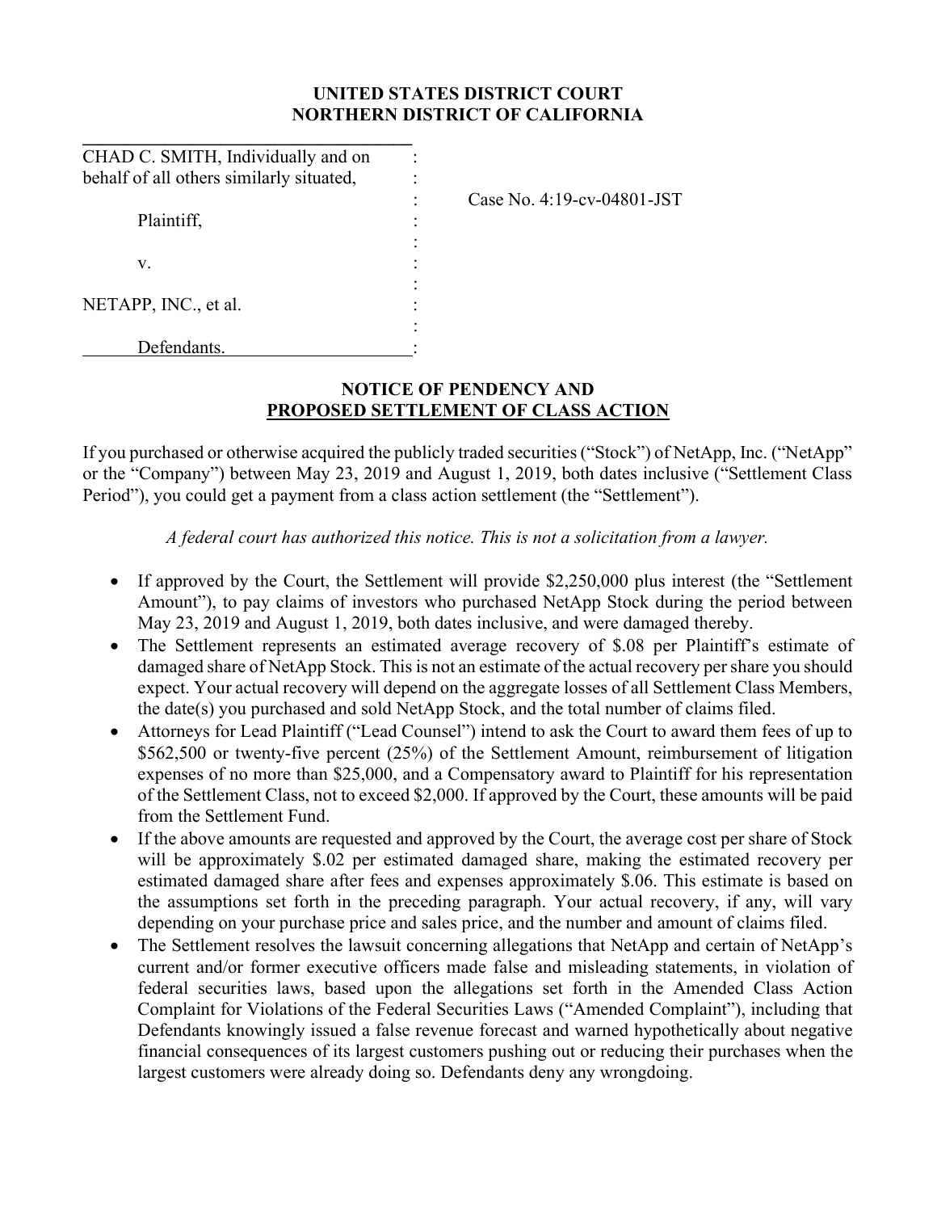**UNITED STATES DISTRICT COURT**
**NORTHERN DISTRICT OF CALIFORNIA**

| | | |
|---|---|---|
| CHAD C. SMITH, Individually and on behalf of all others similarly situated, | : | |
| | : | Case No. 4:19-cv-04801-JST |
| Plaintiff, | : | |
| | : | |
| v. | : | |
| | : | |
| NETAPP, INC., et al. | : | |
| | : | |
| Defendants. | : | |

## NOTICE OF PENDENCY AND PROPOSED SETTLEMENT OF CLASS ACTION

If you purchased or otherwise acquired the publicly traded securities ("Stock") of NetApp, Inc. ("NetApp" or the "Company") between May 23, 2019 and August 1, 2019, both dates inclusive ("Settlement Class Period"), you could get a payment from a class action settlement (the "Settlement").

*A federal court has authorized this notice. This is not a solicitation from a lawyer.*

- If approved by the Court, the Settlement will provide $2,250,000 plus interest (the "Settlement Amount"), to pay claims of investors who purchased NetApp Stock during the period between May 23, 2019 and August 1, 2019, both dates inclusive, and were damaged thereby.
- The Settlement represents an estimated average recovery of $.08 per Plaintiff's estimate of damaged share of NetApp Stock. This is not an estimate of the actual recovery per share you should expect. Your actual recovery will depend on the aggregate losses of all Settlement Class Members, the date(s) you purchased and sold NetApp Stock, and the total number of claims filed.
- Attorneys for Lead Plaintiff ("Lead Counsel") intend to ask the Court to award them fees of up to $562,500 or twenty-five percent (25%) of the Settlement Amount, reimbursement of litigation expenses of no more than $25,000, and a Compensatory award to Plaintiff for his representation of the Settlement Class, not to exceed $2,000. If approved by the Court, these amounts will be paid from the Settlement Fund.
- If the above amounts are requested and approved by the Court, the average cost per share of Stock will be approximately $.02 per estimated damaged share, making the estimated recovery per estimated damaged share after fees and expenses approximately $.06. This estimate is based on the assumptions set forth in the preceding paragraph. Your actual recovery, if any, will vary depending on your purchase price and sales price, and the number and amount of claims filed.
- The Settlement resolves the lawsuit concerning allegations that NetApp and certain of NetApp's current and/or former executive officers made false and misleading statements, in violation of federal securities laws, based upon the allegations set forth in the Amended Class Action Complaint for Violations of the Federal Securities Laws ("Amended Complaint"), including that Defendants knowingly issued a false revenue forecast and warned hypothetically about negative financial consequences of its largest customers pushing out or reducing their purchases when the largest customers were already doing so. Defendants deny any wrongdoing.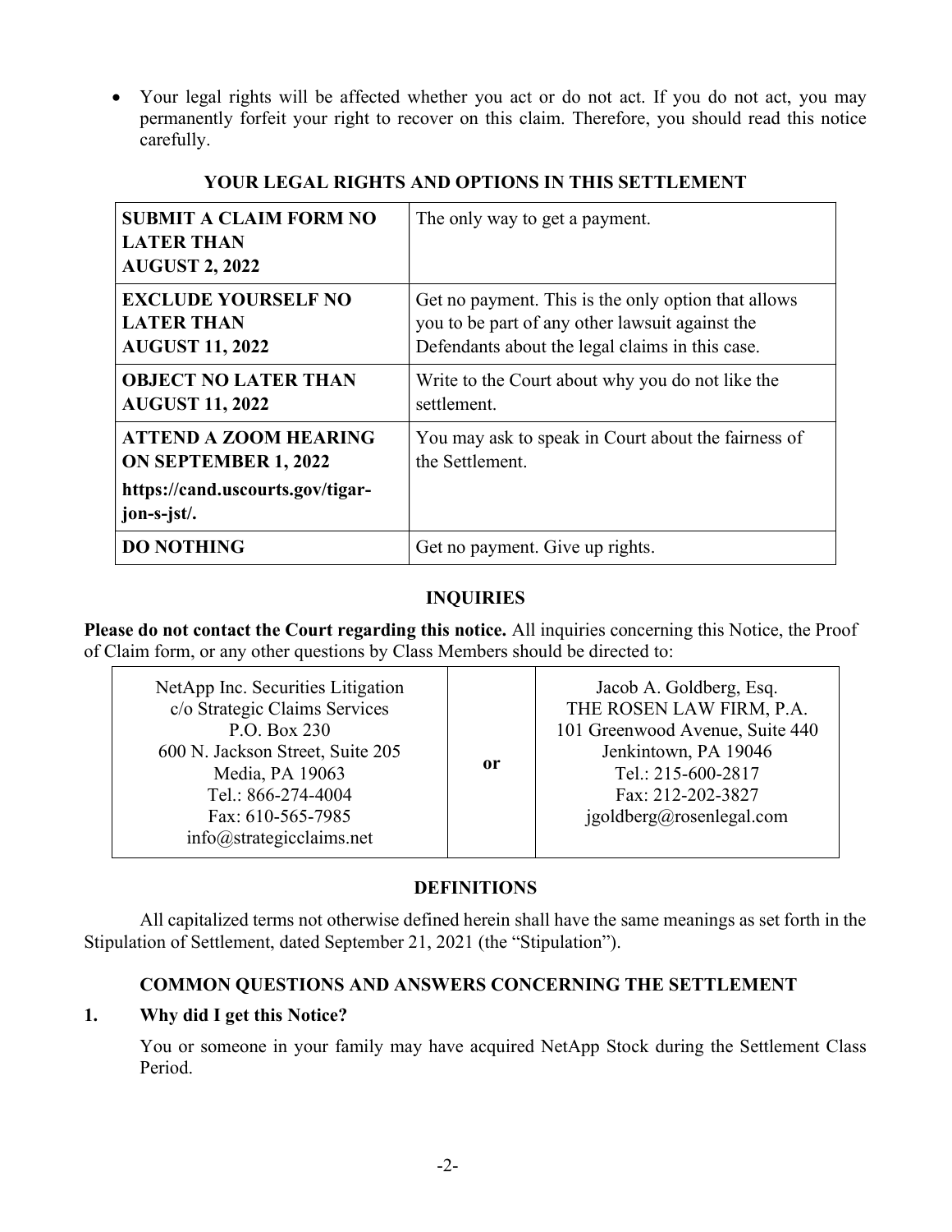- Your legal rights will be affected whether you act or do not act. If you do not act, you may permanently forfeit your right to recover on this claim. Therefore, you should read this notice carefully.

**YOUR LEGAL RIGHTS AND OPTIONS IN THIS SETTLEMENT**

| | |
|---|---|
| **SUBMIT A CLAIM FORM NO LATER THAN AUGUST 2, 2022** | The only way to get a payment. |
| **EXCLUDE YOURSELF NO LATER THAN AUGUST 11, 2022** | Get no payment. This is the only option that allows you to be part of any other lawsuit against the Defendants about the legal claims in this case. |
| **OBJECT NO LATER THAN AUGUST 11, 2022** | Write to the Court about why you do not like the settlement. |
| **ATTEND A ZOOM HEARING ON SEPTEMBER 1, 2022** **https://cand.uscourts.gov/tigar-jon-s-jst/.** | You may ask to speak in Court about the fairness of the Settlement. |
| **DO NOTHING** | Get no payment. Give up rights. |

**INQUIRIES**

**Please do not contact the Court regarding this notice.** All inquiries concerning this Notice, the Proof of Claim form, or any other questions by Class Members should be directed to:

| | | |
|---|---|---|
| NetApp Inc. Securities Litigation<br>c/o Strategic Claims Services<br>P.O. Box 230<br>600 N. Jackson Street, Suite 205<br>Media, PA 19063<br>Tel.: 866-274-4004<br>Fax: 610-565-7985<br>info@strategicclaims.net | **or** | Jacob A. Goldberg, Esq.<br>THE ROSEN LAW FIRM, P.A.<br>101 Greenwood Avenue, Suite 440<br>Jenkintown, PA 19046<br>Tel.: 215-600-2817<br>Fax: 212-202-3827<br>jgoldberg@rosenlegal.com |

**DEFINITIONS**

All capitalized terms not otherwise defined herein shall have the same meanings as set forth in the Stipulation of Settlement, dated September 21, 2021 (the "Stipulation").

**COMMON QUESTIONS AND ANSWERS CONCERNING THE SETTLEMENT**

**1. Why did I get this Notice?**

You or someone in your family may have acquired NetApp Stock during the Settlement Class Period.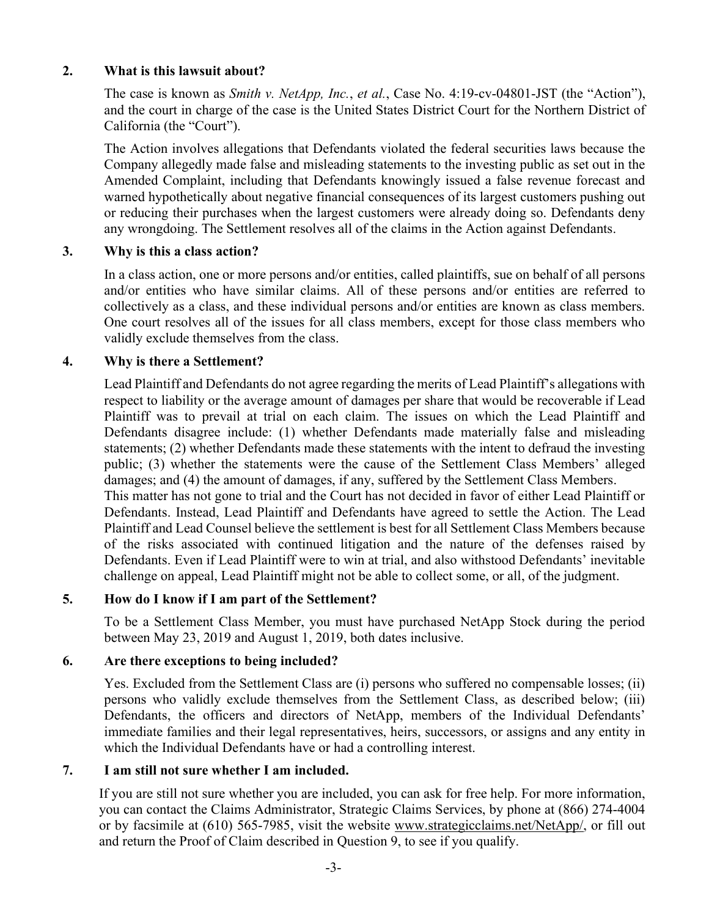## 2. What is this lawsuit about?

The case is known as *Smith v. NetApp, Inc.*, *et al.*, Case No. 4:19-cv-04801-JST (the "Action"), and the court in charge of the case is the United States District Court for the Northern District of California (the "Court").

The Action involves allegations that Defendants violated the federal securities laws because the Company allegedly made false and misleading statements to the investing public as set out in the Amended Complaint, including that Defendants knowingly issued a false revenue forecast and warned hypothetically about negative financial consequences of its largest customers pushing out or reducing their purchases when the largest customers were already doing so. Defendants deny any wrongdoing. The Settlement resolves all of the claims in the Action against Defendants.

## 3. Why is this a class action?

In a class action, one or more persons and/or entities, called plaintiffs, sue on behalf of all persons and/or entities who have similar claims. All of these persons and/or entities are referred to collectively as a class, and these individual persons and/or entities are known as class members. One court resolves all of the issues for all class members, except for those class members who validly exclude themselves from the class.

## 4. Why is there a Settlement?

Lead Plaintiff and Defendants do not agree regarding the merits of Lead Plaintiff's allegations with respect to liability or the average amount of damages per share that would be recoverable if Lead Plaintiff was to prevail at trial on each claim. The issues on which the Lead Plaintiff and Defendants disagree include: (1) whether Defendants made materially false and misleading statements; (2) whether Defendants made these statements with the intent to defraud the investing public; (3) whether the statements were the cause of the Settlement Class Members' alleged damages; and (4) the amount of damages, if any, suffered by the Settlement Class Members.

This matter has not gone to trial and the Court has not decided in favor of either Lead Plaintiff or Defendants. Instead, Lead Plaintiff and Defendants have agreed to settle the Action. The Lead Plaintiff and Lead Counsel believe the settlement is best for all Settlement Class Members because of the risks associated with continued litigation and the nature of the defenses raised by Defendants. Even if Lead Plaintiff were to win at trial, and also withstood Defendants' inevitable challenge on appeal, Lead Plaintiff might not be able to collect some, or all, of the judgment.

## 5. How do I know if I am part of the Settlement?

To be a Settlement Class Member, you must have purchased NetApp Stock during the period between May 23, 2019 and August 1, 2019, both dates inclusive.

## 6. Are there exceptions to being included?

Yes. Excluded from the Settlement Class are (i) persons who suffered no compensable losses; (ii) persons who validly exclude themselves from the Settlement Class, as described below; (iii) Defendants, the officers and directors of NetApp, members of the Individual Defendants' immediate families and their legal representatives, heirs, successors, or assigns and any entity in which the Individual Defendants have or had a controlling interest.

## 7. I am still not sure whether I am included.

If you are still not sure whether you are included, you can ask for free help. For more information, you can contact the Claims Administrator, Strategic Claims Services, by phone at (866) 274-4004 or by facsimile at (610) 565-7985, visit the website www.strategicclaims.net/NetApp/, or fill out and return the Proof of Claim described in Question 9, to see if you qualify.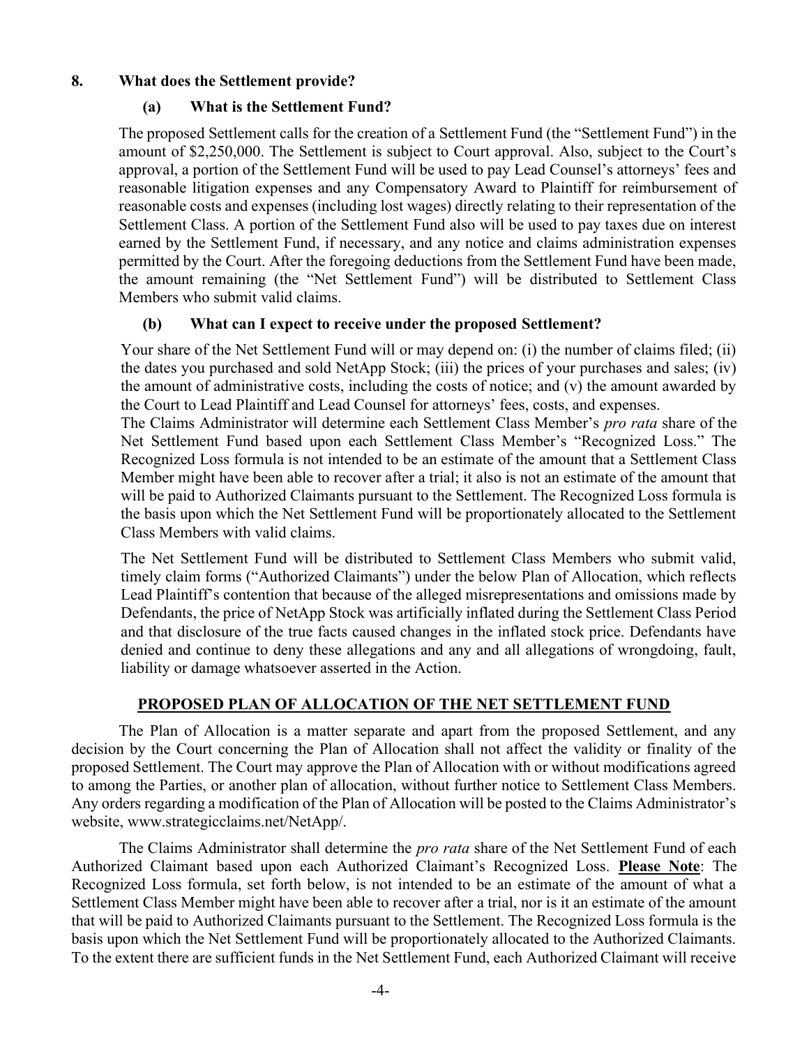## 8. What does the Settlement provide?

### (a) What is the Settlement Fund?

The proposed Settlement calls for the creation of a Settlement Fund (the "Settlement Fund") in the amount of $2,250,000. The Settlement is subject to Court approval. Also, subject to the Court's approval, a portion of the Settlement Fund will be used to pay Lead Counsel's attorneys' fees and reasonable litigation expenses and any Compensatory Award to Plaintiff for reimbursement of reasonable costs and expenses (including lost wages) directly relating to their representation of the Settlement Class. A portion of the Settlement Fund also will be used to pay taxes due on interest earned by the Settlement Fund, if necessary, and any notice and claims administration expenses permitted by the Court. After the foregoing deductions from the Settlement Fund have been made, the amount remaining (the "Net Settlement Fund") will be distributed to Settlement Class Members who submit valid claims.

### (b) What can I expect to receive under the proposed Settlement?

Your share of the Net Settlement Fund will or may depend on: (i) the number of claims filed; (ii) the dates you purchased and sold NetApp Stock; (iii) the prices of your purchases and sales; (iv) the amount of administrative costs, including the costs of notice; and (v) the amount awarded by the Court to Lead Plaintiff and Lead Counsel for attorneys' fees, costs, and expenses.

The Claims Administrator will determine each Settlement Class Member's *pro rata* share of the Net Settlement Fund based upon each Settlement Class Member's "Recognized Loss." The Recognized Loss formula is not intended to be an estimate of the amount that a Settlement Class Member might have been able to recover after a trial; it also is not an estimate of the amount that will be paid to Authorized Claimants pursuant to the Settlement. The Recognized Loss formula is the basis upon which the Net Settlement Fund will be proportionately allocated to the Settlement Class Members with valid claims.

The Net Settlement Fund will be distributed to Settlement Class Members who submit valid, timely claim forms ("Authorized Claimants") under the below Plan of Allocation, which reflects Lead Plaintiff's contention that because of the alleged misrepresentations and omissions made by Defendants, the price of NetApp Stock was artificially inflated during the Settlement Class Period and that disclosure of the true facts caused changes in the inflated stock price. Defendants have denied and continue to deny these allegations and any and all allegations of wrongdoing, fault, liability or damage whatsoever asserted in the Action.

## PROPOSED PLAN OF ALLOCATION OF THE NET SETTLEMENT FUND

The Plan of Allocation is a matter separate and apart from the proposed Settlement, and any decision by the Court concerning the Plan of Allocation shall not affect the validity or finality of the proposed Settlement. The Court may approve the Plan of Allocation with or without modifications agreed to among the Parties, or another plan of allocation, without further notice to Settlement Class Members. Any orders regarding a modification of the Plan of Allocation will be posted to the Claims Administrator's website, www.strategicclaims.net/NetApp/.

The Claims Administrator shall determine the *pro rata* share of the Net Settlement Fund of each Authorized Claimant based upon each Authorized Claimant's Recognized Loss. **Please Note**: The Recognized Loss formula, set forth below, is not intended to be an estimate of the amount of what a Settlement Class Member might have been able to recover after a trial, nor is it an estimate of the amount that will be paid to Authorized Claimants pursuant to the Settlement. The Recognized Loss formula is the basis upon which the Net Settlement Fund will be proportionately allocated to the Authorized Claimants. To the extent there are sufficient funds in the Net Settlement Fund, each Authorized Claimant will receive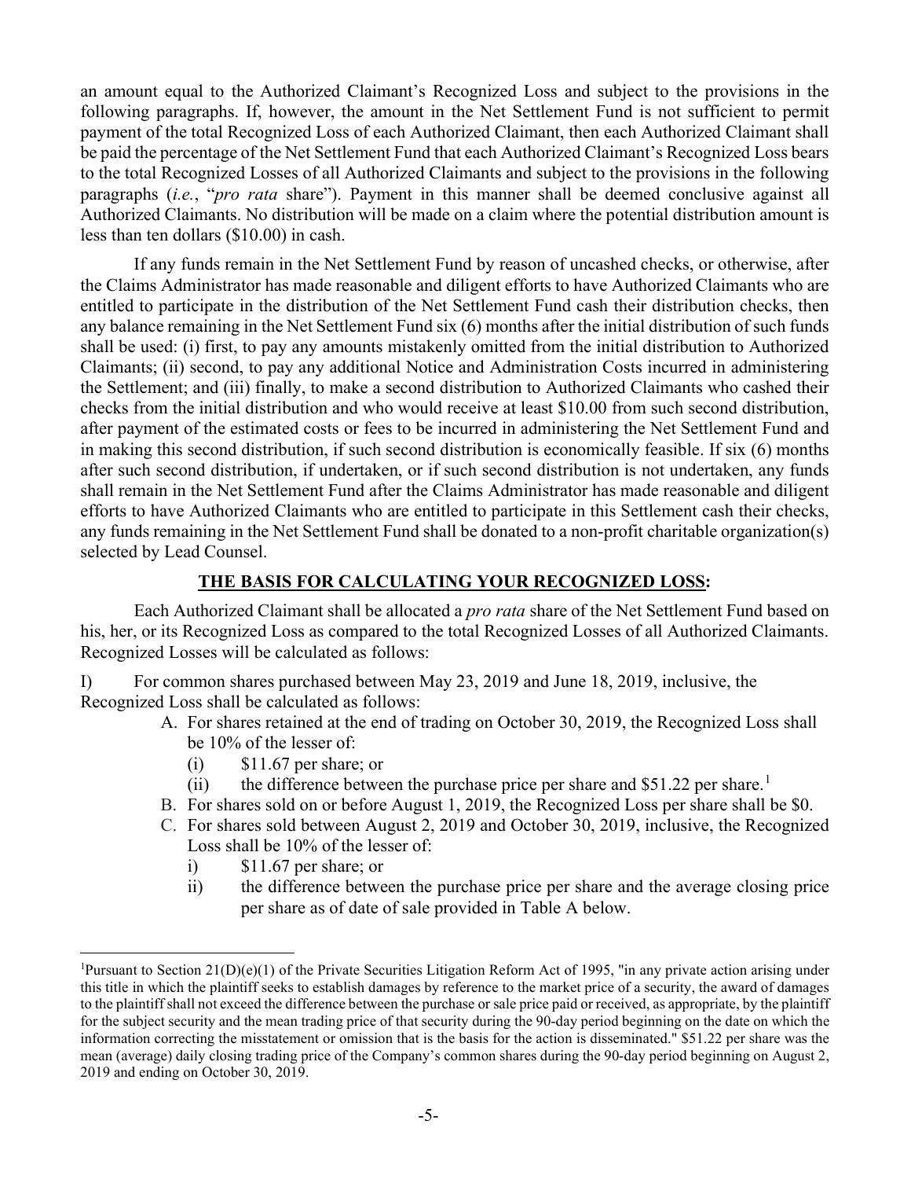an amount equal to the Authorized Claimant's Recognized Loss and subject to the provisions in the following paragraphs. If, however, the amount in the Net Settlement Fund is not sufficient to permit payment of the total Recognized Loss of each Authorized Claimant, then each Authorized Claimant shall be paid the percentage of the Net Settlement Fund that each Authorized Claimant's Recognized Loss bears to the total Recognized Losses of all Authorized Claimants and subject to the provisions in the following paragraphs (*i.e.*, "*pro rata* share"). Payment in this manner shall be deemed conclusive against all Authorized Claimants. No distribution will be made on a claim where the potential distribution amount is less than ten dollars ($10.00) in cash.

If any funds remain in the Net Settlement Fund by reason of uncashed checks, or otherwise, after the Claims Administrator has made reasonable and diligent efforts to have Authorized Claimants who are entitled to participate in the distribution of the Net Settlement Fund cash their distribution checks, then any balance remaining in the Net Settlement Fund six (6) months after the initial distribution of such funds shall be used: (i) first, to pay any amounts mistakenly omitted from the initial distribution to Authorized Claimants; (ii) second, to pay any additional Notice and Administration Costs incurred in administering the Settlement; and (iii) finally, to make a second distribution to Authorized Claimants who cashed their checks from the initial distribution and who would receive at least $10.00 from such second distribution, after payment of the estimated costs or fees to be incurred in administering the Net Settlement Fund and in making this second distribution, if such second distribution is economically feasible. If six (6) months after such second distribution, if undertaken, or if such second distribution is not undertaken, any funds shall remain in the Net Settlement Fund after the Claims Administrator has made reasonable and diligent efforts to have Authorized Claimants who are entitled to participate in this Settlement cash their checks, any funds remaining in the Net Settlement Fund shall be donated to a non-profit charitable organization(s) selected by Lead Counsel.

## THE BASIS FOR CALCULATING YOUR RECOGNIZED LOSS:

Each Authorized Claimant shall be allocated a *pro rata* share of the Net Settlement Fund based on his, her, or its Recognized Loss as compared to the total Recognized Losses of all Authorized Claimants. Recognized Losses will be calculated as follows:

I) For common shares purchased between May 23, 2019 and June 18, 2019, inclusive, the Recognized Loss shall be calculated as follows:

A. For shares retained at the end of trading on October 30, 2019, the Recognized Loss shall be 10% of the lesser of:
   - (i) $11.67 per share; or
   - (ii) the difference between the purchase price per share and $51.22 per share.[1]

B. For shares sold on or before August 1, 2019, the Recognized Loss per share shall be $0.

C. For shares sold between August 2, 2019 and October 30, 2019, inclusive, the Recognized Loss shall be 10% of the lesser of:
   - i) $11.67 per share; or
   - ii) the difference between the purchase price per share and the average closing price per share as of date of sale provided in Table A below.

---

[1]Pursuant to Section 21(D)(e)(1) of the Private Securities Litigation Reform Act of 1995, "in any private action arising under this title in which the plaintiff seeks to establish damages by reference to the market price of a security, the award of damages to the plaintiff shall not exceed the difference between the purchase or sale price paid or received, as appropriate, by the plaintiff for the subject security and the mean trading price of that security during the 90-day period beginning on the date on which the information correcting the misstatement or omission that is the basis for the action is disseminated." $51.22 per share was the mean (average) daily closing trading price of the Company's common shares during the 90-day period beginning on August 2, 2019 and ending on October 30, 2019.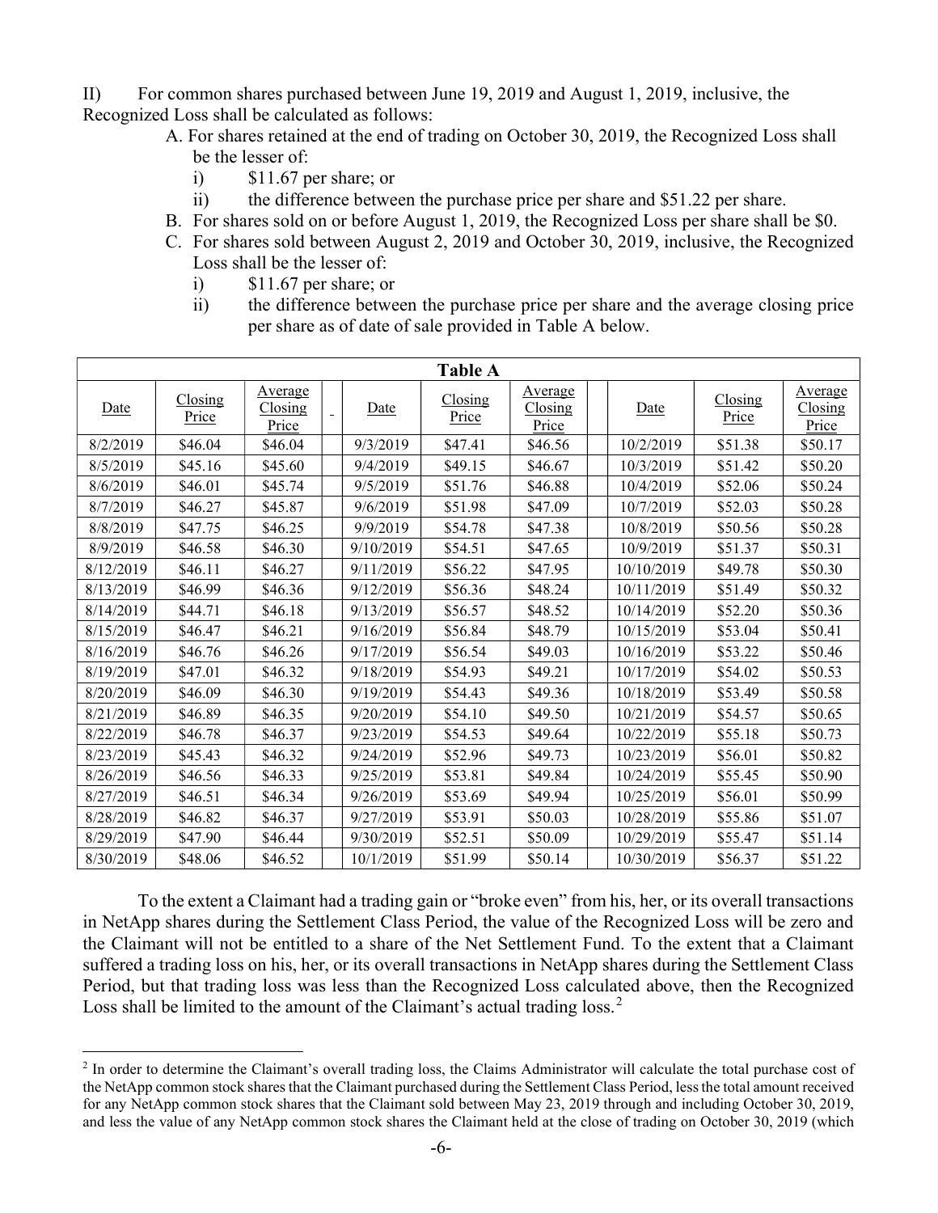II) For common shares purchased between June 19, 2019 and August 1, 2019, inclusive, the Recognized Loss shall be calculated as follows:

A. For shares retained at the end of trading on October 30, 2019, the Recognized Loss shall be the lesser of:
   i) $11.67 per share; or
   ii) the difference between the purchase price per share and $51.22 per share.

B. For shares sold on or before August 1, 2019, the Recognized Loss per share shall be $0.

C. For shares sold between August 2, 2019 and October 30, 2019, inclusive, the Recognized Loss shall be the lesser of:
   i) $11.67 per share; or
   ii) the difference between the purchase price per share and the average closing price per share as of date of sale provided in Table A below.

**Table A**

| Date | Closing Price | Average Closing Price | Date | Closing Price | Average Closing Price | Date | Closing Price | Average Closing Price |
|---|---|---|---|---|---|---|---|---|
| 8/2/2019 | $46.04 | $46.04 | 9/3/2019 | $47.41 | $46.56 | 10/2/2019 | $51.38 | $50.17 |
| 8/5/2019 | $45.16 | $45.60 | 9/4/2019 | $49.15 | $46.67 | 10/3/2019 | $51.42 | $50.20 |
| 8/6/2019 | $46.01 | $45.74 | 9/5/2019 | $51.76 | $46.88 | 10/4/2019 | $52.06 | $50.24 |
| 8/7/2019 | $46.27 | $45.87 | 9/6/2019 | $51.98 | $47.09 | 10/7/2019 | $52.03 | $50.28 |
| 8/8/2019 | $47.75 | $46.25 | 9/9/2019 | $54.78 | $47.38 | 10/8/2019 | $50.56 | $50.28 |
| 8/9/2019 | $46.58 | $46.30 | 9/10/2019 | $54.51 | $47.65 | 10/9/2019 | $51.37 | $50.31 |
| 8/12/2019 | $46.11 | $46.27 | 9/11/2019 | $56.22 | $47.95 | 10/10/2019 | $49.78 | $50.30 |
| 8/13/2019 | $46.99 | $46.36 | 9/12/2019 | $56.36 | $48.24 | 10/11/2019 | $51.49 | $50.32 |
| 8/14/2019 | $44.71 | $46.18 | 9/13/2019 | $56.57 | $48.52 | 10/14/2019 | $52.20 | $50.36 |
| 8/15/2019 | $46.47 | $46.21 | 9/16/2019 | $56.84 | $48.79 | 10/15/2019 | $53.04 | $50.41 |
| 8/16/2019 | $46.76 | $46.26 | 9/17/2019 | $56.54 | $49.03 | 10/16/2019 | $53.22 | $50.46 |
| 8/19/2019 | $47.01 | $46.32 | 9/18/2019 | $54.93 | $49.21 | 10/17/2019 | $54.02 | $50.53 |
| 8/20/2019 | $46.09 | $46.30 | 9/19/2019 | $54.43 | $49.36 | 10/18/2019 | $53.49 | $50.58 |
| 8/21/2019 | $46.89 | $46.35 | 9/20/2019 | $54.10 | $49.50 | 10/21/2019 | $54.57 | $50.65 |
| 8/22/2019 | $46.78 | $46.37 | 9/23/2019 | $54.53 | $49.64 | 10/22/2019 | $55.18 | $50.73 |
| 8/23/2019 | $45.43 | $46.32 | 9/24/2019 | $52.96 | $49.73 | 10/23/2019 | $56.01 | $50.82 |
| 8/26/2019 | $46.56 | $46.33 | 9/25/2019 | $53.81 | $49.84 | 10/24/2019 | $55.45 | $50.90 |
| 8/27/2019 | $46.51 | $46.34 | 9/26/2019 | $53.69 | $49.94 | 10/25/2019 | $56.01 | $50.99 |
| 8/28/2019 | $46.82 | $46.37 | 9/27/2019 | $53.91 | $50.03 | 10/28/2019 | $55.86 | $51.07 |
| 8/29/2019 | $47.90 | $46.44 | 9/30/2019 | $52.51 | $50.09 | 10/29/2019 | $55.47 | $51.14 |
| 8/30/2019 | $48.06 | $46.52 | 10/1/2019 | $51.99 | $50.14 | 10/30/2019 | $56.37 | $51.22 |

To the extent a Claimant had a trading gain or "broke even" from his, her, or its overall transactions in NetApp shares during the Settlement Class Period, the value of the Recognized Loss will be zero and the Claimant will not be entitled to a share of the Net Settlement Fund. To the extent that a Claimant suffered a trading loss on his, her, or its overall transactions in NetApp shares during the Settlement Class Period, but that trading loss was less than the Recognized Loss calculated above, then the Recognized Loss shall be limited to the amount of the Claimant's actual trading loss.[2]

[2] In order to determine the Claimant's overall trading loss, the Claims Administrator will calculate the total purchase cost of the NetApp common stock shares that the Claimant purchased during the Settlement Class Period, less the total amount received for any NetApp common stock shares that the Claimant sold between May 23, 2019 through and including October 30, 2019, and less the value of any NetApp common stock shares the Claimant held at the close of trading on October 30, 2019 (which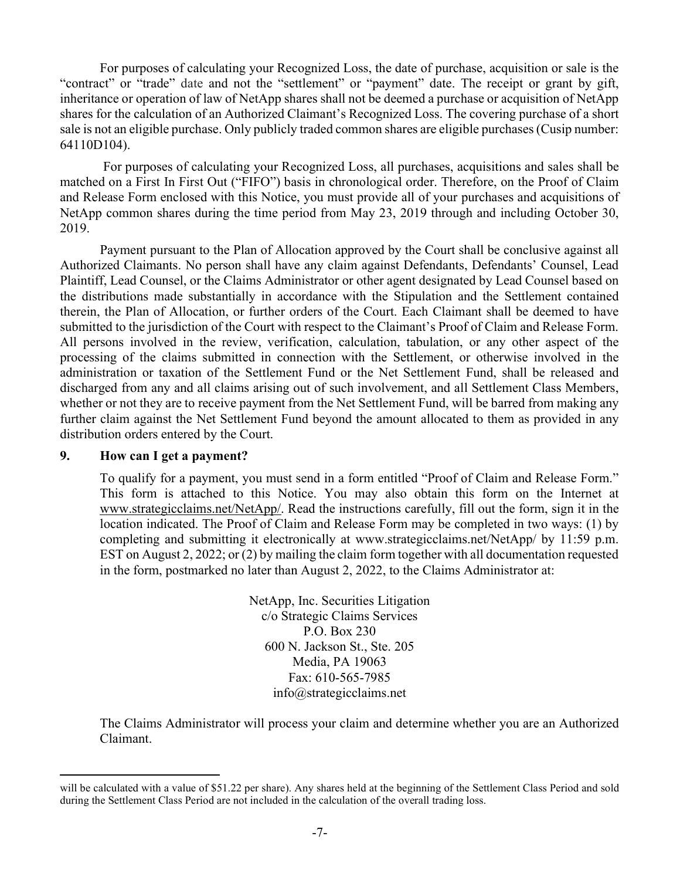For purposes of calculating your Recognized Loss, the date of purchase, acquisition or sale is the "contract" or "trade" date and not the "settlement" or "payment" date. The receipt or grant by gift, inheritance or operation of law of NetApp shares shall not be deemed a purchase or acquisition of NetApp shares for the calculation of an Authorized Claimant's Recognized Loss. The covering purchase of a short sale is not an eligible purchase. Only publicly traded common shares are eligible purchases (Cusip number: 64110D104).

For purposes of calculating your Recognized Loss, all purchases, acquisitions and sales shall be matched on a First In First Out ("FIFO") basis in chronological order. Therefore, on the Proof of Claim and Release Form enclosed with this Notice, you must provide all of your purchases and acquisitions of NetApp common shares during the time period from May 23, 2019 through and including October 30, 2019.

Payment pursuant to the Plan of Allocation approved by the Court shall be conclusive against all Authorized Claimants. No person shall have any claim against Defendants, Defendants' Counsel, Lead Plaintiff, Lead Counsel, or the Claims Administrator or other agent designated by Lead Counsel based on the distributions made substantially in accordance with the Stipulation and the Settlement contained therein, the Plan of Allocation, or further orders of the Court. Each Claimant shall be deemed to have submitted to the jurisdiction of the Court with respect to the Claimant's Proof of Claim and Release Form. All persons involved in the review, verification, calculation, tabulation, or any other aspect of the processing of the claims submitted in connection with the Settlement, or otherwise involved in the administration or taxation of the Settlement Fund or the Net Settlement Fund, shall be released and discharged from any and all claims arising out of such involvement, and all Settlement Class Members, whether or not they are to receive payment from the Net Settlement Fund, will be barred from making any further claim against the Net Settlement Fund beyond the amount allocated to them as provided in any distribution orders entered by the Court.

## 9. How can I get a payment?

To qualify for a payment, you must send in a form entitled "Proof of Claim and Release Form." This form is attached to this Notice. You may also obtain this form on the Internet at www.strategicclaims.net/NetApp/. Read the instructions carefully, fill out the form, sign it in the location indicated. The Proof of Claim and Release Form may be completed in two ways: (1) by completing and submitting it electronically at www.strategicclaims.net/NetApp/ by 11:59 p.m. EST on August 2, 2022; or (2) by mailing the claim form together with all documentation requested in the form, postmarked no later than August 2, 2022, to the Claims Administrator at:

NetApp, Inc. Securities Litigation
c/o Strategic Claims Services
P.O. Box 230
600 N. Jackson St., Ste. 205
Media, PA 19063
Fax: 610-565-7985
info@strategicclaims.net

The Claims Administrator will process your claim and determine whether you are an Authorized Claimant.

---

will be calculated with a value of $51.22 per share). Any shares held at the beginning of the Settlement Class Period and sold during the Settlement Class Period are not included in the calculation of the overall trading loss.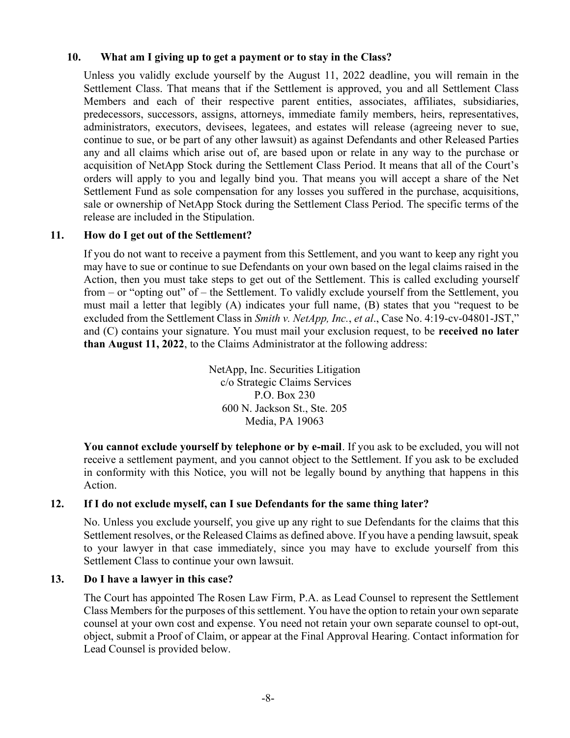### 10. What am I giving up to get a payment or to stay in the Class?

Unless you validly exclude yourself by the August 11, 2022 deadline, you will remain in the Settlement Class. That means that if the Settlement is approved, you and all Settlement Class Members and each of their respective parent entities, associates, affiliates, subsidiaries, predecessors, successors, assigns, attorneys, immediate family members, heirs, representatives, administrators, executors, devisees, legatees, and estates will release (agreeing never to sue, continue to sue, or be part of any other lawsuit) as against Defendants and other Released Parties any and all claims which arise out of, are based upon or relate in any way to the purchase or acquisition of NetApp Stock during the Settlement Class Period. It means that all of the Court's orders will apply to you and legally bind you. That means you will accept a share of the Net Settlement Fund as sole compensation for any losses you suffered in the purchase, acquisitions, sale or ownership of NetApp Stock during the Settlement Class Period. The specific terms of the release are included in the Stipulation.

### 11. How do I get out of the Settlement?

If you do not want to receive a payment from this Settlement, and you want to keep any right you may have to sue or continue to sue Defendants on your own based on the legal claims raised in the Action, then you must take steps to get out of the Settlement. This is called excluding yourself from – or "opting out" of – the Settlement. To validly exclude yourself from the Settlement, you must mail a letter that legibly (A) indicates your full name, (B) states that you "request to be excluded from the Settlement Class in *Smith v. NetApp, Inc.*, *et al*., Case No. 4:19-cv-04801-JST," and (C) contains your signature. You must mail your exclusion request, to be **received no later than August 11, 2022**, to the Claims Administrator at the following address:

NetApp, Inc. Securities Litigation
c/o Strategic Claims Services
P.O. Box 230
600 N. Jackson St., Ste. 205
Media, PA 19063

**You cannot exclude yourself by telephone or by e-mail**. If you ask to be excluded, you will not receive a settlement payment, and you cannot object to the Settlement. If you ask to be excluded in conformity with this Notice, you will not be legally bound by anything that happens in this Action.

### 12. If I do not exclude myself, can I sue Defendants for the same thing later?

No. Unless you exclude yourself, you give up any right to sue Defendants for the claims that this Settlement resolves, or the Released Claims as defined above. If you have a pending lawsuit, speak to your lawyer in that case immediately, since you may have to exclude yourself from this Settlement Class to continue your own lawsuit.

### 13. Do I have a lawyer in this case?

The Court has appointed The Rosen Law Firm, P.A. as Lead Counsel to represent the Settlement Class Members for the purposes of this settlement. You have the option to retain your own separate counsel at your own cost and expense. You need not retain your own separate counsel to opt-out, object, submit a Proof of Claim, or appear at the Final Approval Hearing. Contact information for Lead Counsel is provided below.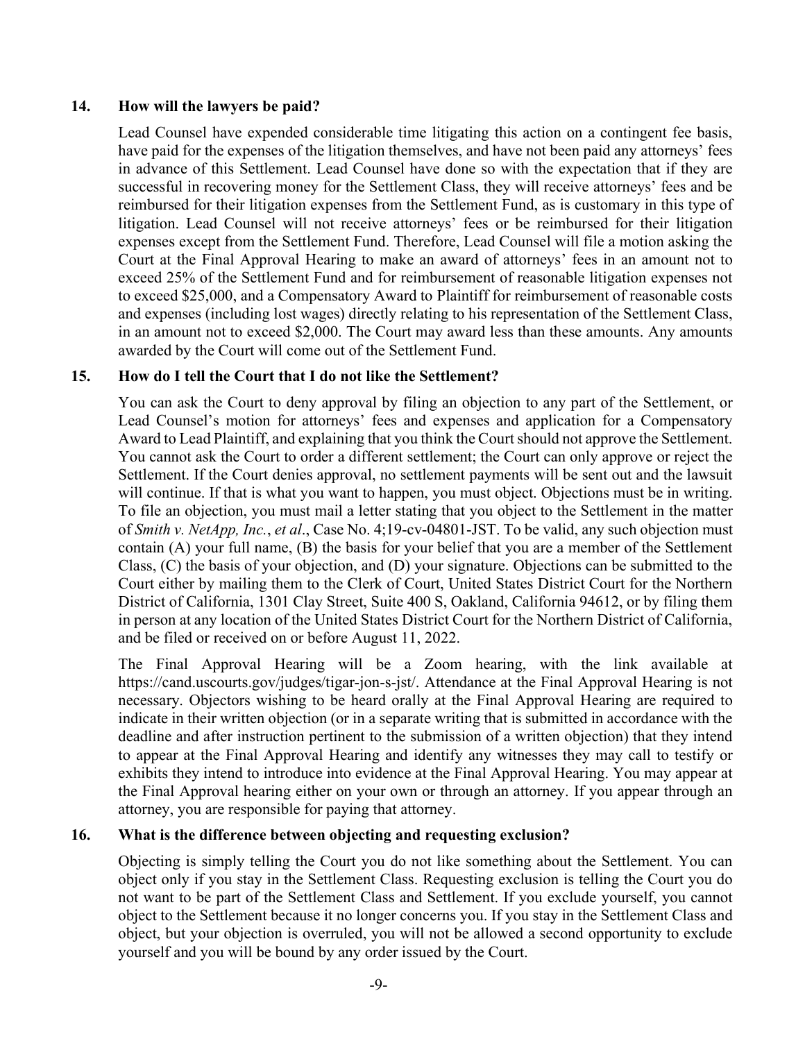### 14. How will the lawyers be paid?

Lead Counsel have expended considerable time litigating this action on a contingent fee basis, have paid for the expenses of the litigation themselves, and have not been paid any attorneys' fees in advance of this Settlement. Lead Counsel have done so with the expectation that if they are successful in recovering money for the Settlement Class, they will receive attorneys' fees and be reimbursed for their litigation expenses from the Settlement Fund, as is customary in this type of litigation. Lead Counsel will not receive attorneys' fees or be reimbursed for their litigation expenses except from the Settlement Fund. Therefore, Lead Counsel will file a motion asking the Court at the Final Approval Hearing to make an award of attorneys' fees in an amount not to exceed 25% of the Settlement Fund and for reimbursement of reasonable litigation expenses not to exceed $25,000, and a Compensatory Award to Plaintiff for reimbursement of reasonable costs and expenses (including lost wages) directly relating to his representation of the Settlement Class, in an amount not to exceed $2,000. The Court may award less than these amounts. Any amounts awarded by the Court will come out of the Settlement Fund.

### 15. How do I tell the Court that I do not like the Settlement?

You can ask the Court to deny approval by filing an objection to any part of the Settlement, or Lead Counsel's motion for attorneys' fees and expenses and application for a Compensatory Award to Lead Plaintiff, and explaining that you think the Court should not approve the Settlement. You cannot ask the Court to order a different settlement; the Court can only approve or reject the Settlement. If the Court denies approval, no settlement payments will be sent out and the lawsuit will continue. If that is what you want to happen, you must object. Objections must be in writing. To file an objection, you must mail a letter stating that you object to the Settlement in the matter of *Smith v. NetApp, Inc.*, *et al*., Case No. 4;19-cv-04801-JST. To be valid, any such objection must contain (A) your full name, (B) the basis for your belief that you are a member of the Settlement Class, (C) the basis of your objection, and (D) your signature. Objections can be submitted to the Court either by mailing them to the Clerk of Court, United States District Court for the Northern District of California, 1301 Clay Street, Suite 400 S, Oakland, California 94612, or by filing them in person at any location of the United States District Court for the Northern District of California, and be filed or received on or before August 11, 2022.

The Final Approval Hearing will be a Zoom hearing, with the link available at https://cand.uscourts.gov/judges/tigar-jon-s-jst/. Attendance at the Final Approval Hearing is not necessary. Objectors wishing to be heard orally at the Final Approval Hearing are required to indicate in their written objection (or in a separate writing that is submitted in accordance with the deadline and after instruction pertinent to the submission of a written objection) that they intend to appear at the Final Approval Hearing and identify any witnesses they may call to testify or exhibits they intend to introduce into evidence at the Final Approval Hearing. You may appear at the Final Approval hearing either on your own or through an attorney. If you appear through an attorney, you are responsible for paying that attorney.

### 16. What is the difference between objecting and requesting exclusion?

Objecting is simply telling the Court you do not like something about the Settlement. You can object only if you stay in the Settlement Class. Requesting exclusion is telling the Court you do not want to be part of the Settlement Class and Settlement. If you exclude yourself, you cannot object to the Settlement because it no longer concerns you. If you stay in the Settlement Class and object, but your objection is overruled, you will not be allowed a second opportunity to exclude yourself and you will be bound by any order issued by the Court.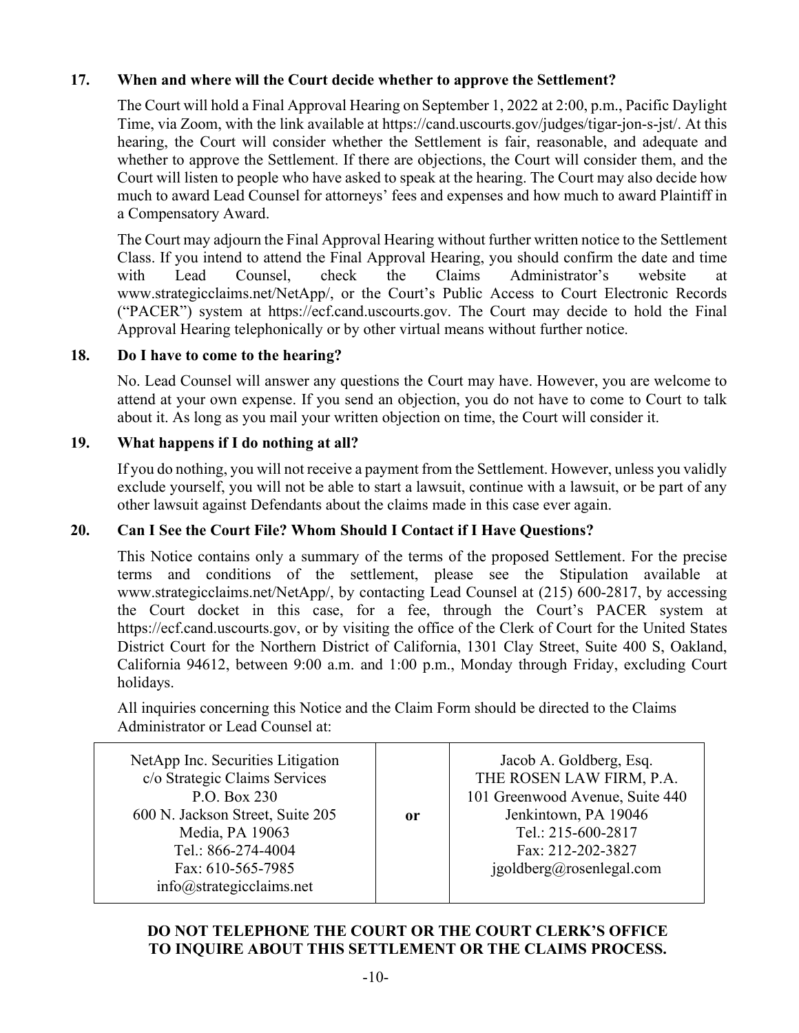### 17. When and where will the Court decide whether to approve the Settlement?

The Court will hold a Final Approval Hearing on September 1, 2022 at 2:00, p.m., Pacific Daylight Time, via Zoom, with the link available at https://cand.uscourts.gov/judges/tigar-jon-s-jst/. At this hearing, the Court will consider whether the Settlement is fair, reasonable, and adequate and whether to approve the Settlement. If there are objections, the Court will consider them, and the Court will listen to people who have asked to speak at the hearing. The Court may also decide how much to award Lead Counsel for attorneys' fees and expenses and how much to award Plaintiff in a Compensatory Award.

The Court may adjourn the Final Approval Hearing without further written notice to the Settlement Class. If you intend to attend the Final Approval Hearing, you should confirm the date and time with Lead Counsel, check the Claims Administrator's website at www.strategicclaims.net/NetApp/, or the Court's Public Access to Court Electronic Records ("PACER") system at https://ecf.cand.uscourts.gov. The Court may decide to hold the Final Approval Hearing telephonically or by other virtual means without further notice.

### 18. Do I have to come to the hearing?

No. Lead Counsel will answer any questions the Court may have. However, you are welcome to attend at your own expense. If you send an objection, you do not have to come to Court to talk about it. As long as you mail your written objection on time, the Court will consider it.

### 19. What happens if I do nothing at all?

If you do nothing, you will not receive a payment from the Settlement. However, unless you validly exclude yourself, you will not be able to start a lawsuit, continue with a lawsuit, or be part of any other lawsuit against Defendants about the claims made in this case ever again.

### 20. Can I See the Court File? Whom Should I Contact if I Have Questions?

This Notice contains only a summary of the terms of the proposed Settlement. For the precise terms and conditions of the settlement, please see the Stipulation available at www.strategicclaims.net/NetApp/, by contacting Lead Counsel at (215) 600-2817, by accessing the Court docket in this case, for a fee, through the Court's PACER system at https://ecf.cand.uscourts.gov, or by visiting the office of the Clerk of Court for the United States District Court for the Northern District of California, 1301 Clay Street, Suite 400 S, Oakland, California 94612, between 9:00 a.m. and 1:00 p.m., Monday through Friday, excluding Court holidays.

All inquiries concerning this Notice and the Claim Form should be directed to the Claims Administrator or Lead Counsel at:

| | | |
|---|---|---|
| NetApp Inc. Securities Litigation<br>c/o Strategic Claims Services<br>P.O. Box 230<br>600 N. Jackson Street, Suite 205<br>Media, PA 19063<br>Tel.: 866-274-4004<br>Fax: 610-565-7985<br>info@strategicclaims.net | **or** | Jacob A. Goldberg, Esq.<br>THE ROSEN LAW FIRM, P.A.<br>101 Greenwood Avenue, Suite 440<br>Jenkintown, PA 19046<br>Tel.: 215-600-2817<br>Fax: 212-202-3827<br>jgoldberg@rosenlegal.com |

**DO NOT TELEPHONE THE COURT OR THE COURT CLERK'S OFFICE TO INQUIRE ABOUT THIS SETTLEMENT OR THE CLAIMS PROCESS.**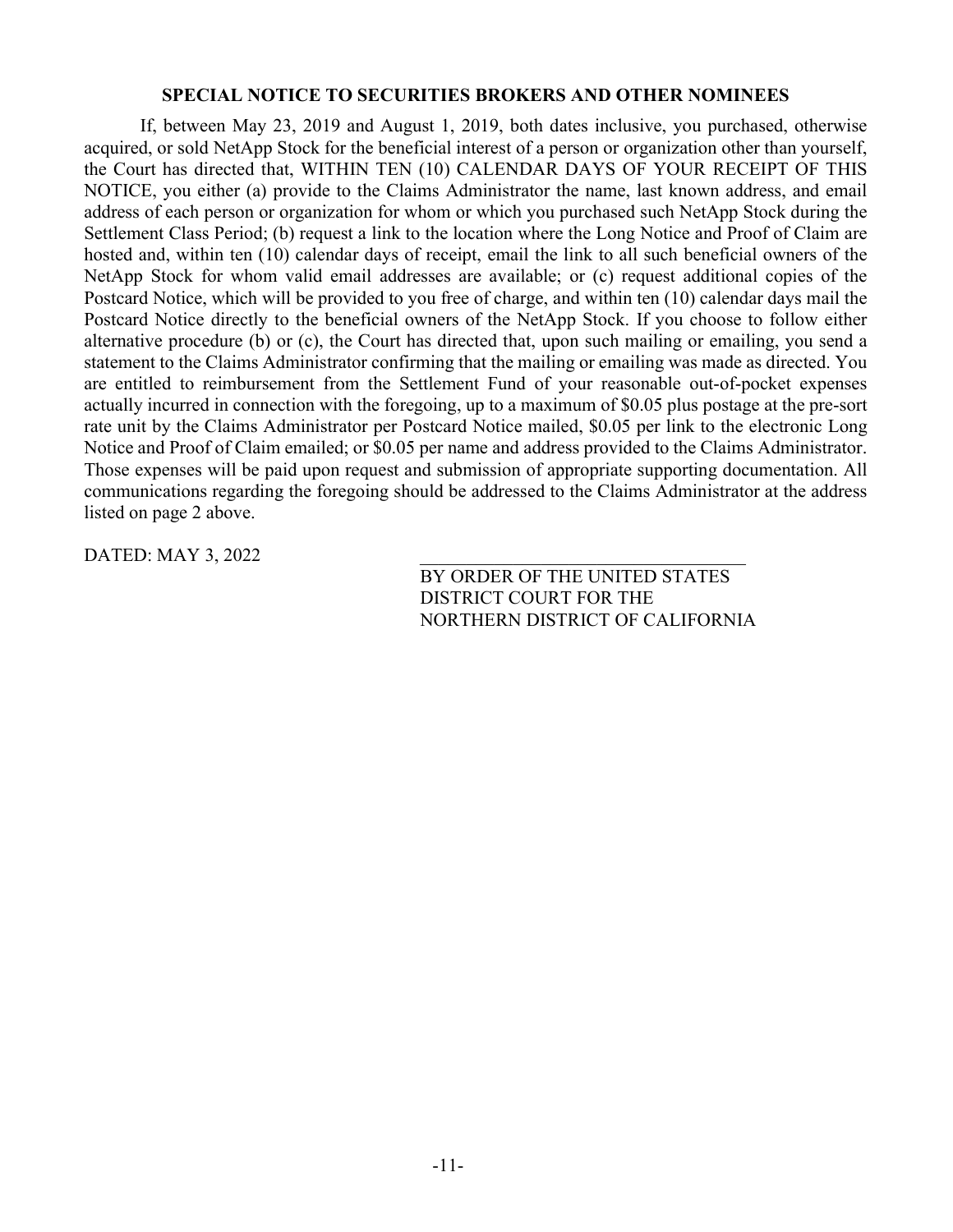## SPECIAL NOTICE TO SECURITIES BROKERS AND OTHER NOMINEES

If, between May 23, 2019 and August 1, 2019, both dates inclusive, you purchased, otherwise acquired, or sold NetApp Stock for the beneficial interest of a person or organization other than yourself, the Court has directed that, WITHIN TEN (10) CALENDAR DAYS OF YOUR RECEIPT OF THIS NOTICE, you either (a) provide to the Claims Administrator the name, last known address, and email address of each person or organization for whom or which you purchased such NetApp Stock during the Settlement Class Period; (b) request a link to the location where the Long Notice and Proof of Claim are hosted and, within ten (10) calendar days of receipt, email the link to all such beneficial owners of the NetApp Stock for whom valid email addresses are available; or (c) request additional copies of the Postcard Notice, which will be provided to you free of charge, and within ten (10) calendar days mail the Postcard Notice directly to the beneficial owners of the NetApp Stock. If you choose to follow either alternative procedure (b) or (c), the Court has directed that, upon such mailing or emailing, you send a statement to the Claims Administrator confirming that the mailing or emailing was made as directed. You are entitled to reimbursement from the Settlement Fund of your reasonable out-of-pocket expenses actually incurred in connection with the foregoing, up to a maximum of $0.05 plus postage at the pre-sort rate unit by the Claims Administrator per Postcard Notice mailed, $0.05 per link to the electronic Long Notice and Proof of Claim emailed; or $0.05 per name and address provided to the Claims Administrator. Those expenses will be paid upon request and submission of appropriate supporting documentation. All communications regarding the foregoing should be addressed to the Claims Administrator at the address listed on page 2 above.

DATED: MAY 3, 2022

\_\_\_\_\_\_\_\_\_\_\_\_\_\_\_\_\_\_\_\_\_\_\_\_\_\_\_\_\_\_\_\_\_\_

BY ORDER OF THE UNITED STATES DISTRICT COURT FOR THE NORTHERN DISTRICT OF CALIFORNIA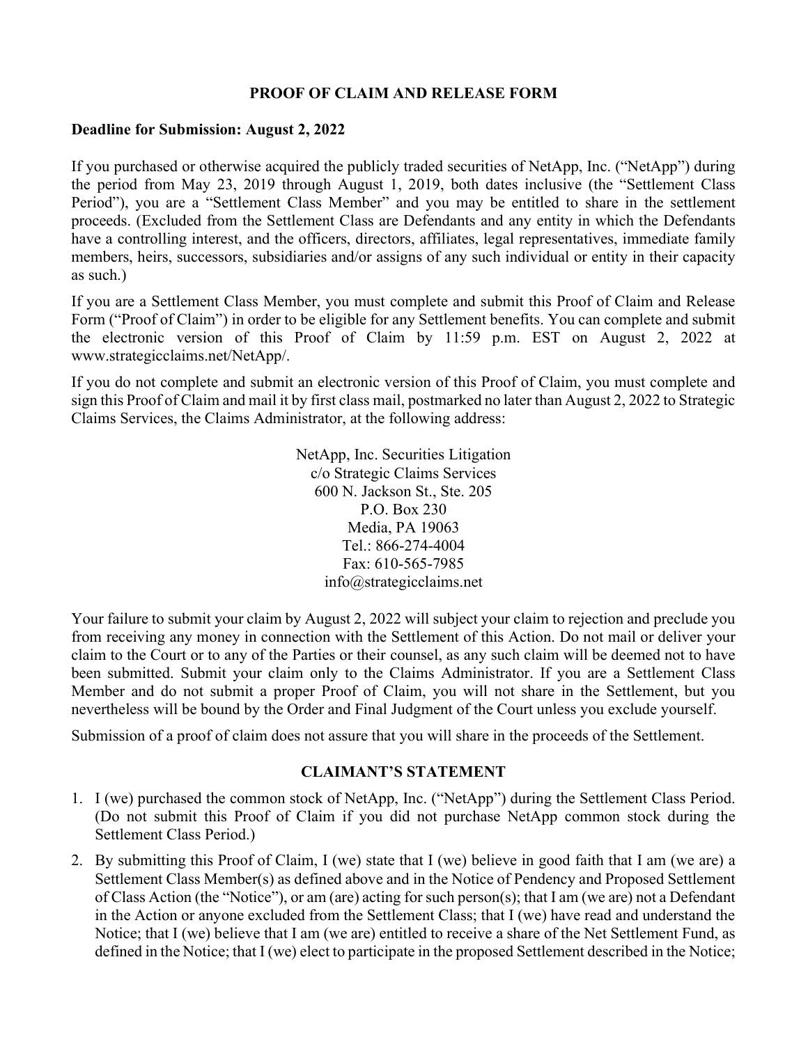## PROOF OF CLAIM AND RELEASE FORM

**Deadline for Submission: August 2, 2022**

If you purchased or otherwise acquired the publicly traded securities of NetApp, Inc. ("NetApp") during the period from May 23, 2019 through August 1, 2019, both dates inclusive (the "Settlement Class Period"), you are a "Settlement Class Member" and you may be entitled to share in the settlement proceeds. (Excluded from the Settlement Class are Defendants and any entity in which the Defendants have a controlling interest, and the officers, directors, affiliates, legal representatives, immediate family members, heirs, successors, subsidiaries and/or assigns of any such individual or entity in their capacity as such.)

If you are a Settlement Class Member, you must complete and submit this Proof of Claim and Release Form ("Proof of Claim") in order to be eligible for any Settlement benefits. You can complete and submit the electronic version of this Proof of Claim by 11:59 p.m. EST on August 2, 2022 at www.strategicclaims.net/NetApp/.

If you do not complete and submit an electronic version of this Proof of Claim, you must complete and sign this Proof of Claim and mail it by first class mail, postmarked no later than August 2, 2022 to Strategic Claims Services, the Claims Administrator, at the following address:

NetApp, Inc. Securities Litigation  
c/o Strategic Claims Services  
600 N. Jackson St., Ste. 205  
P.O. Box 230  
Media, PA 19063  
Tel.: 866-274-4004  
Fax: 610-565-7985  
info@strategicclaims.net

Your failure to submit your claim by August 2, 2022 will subject your claim to rejection and preclude you from receiving any money in connection with the Settlement of this Action. Do not mail or deliver your claim to the Court or to any of the Parties or their counsel, as any such claim will be deemed not to have been submitted. Submit your claim only to the Claims Administrator. If you are a Settlement Class Member and do not submit a proper Proof of Claim, you will not share in the Settlement, but you nevertheless will be bound by the Order and Final Judgment of the Court unless you exclude yourself.

Submission of a proof of claim does not assure that you will share in the proceeds of the Settlement.

## CLAIMANT'S STATEMENT

1. I (we) purchased the common stock of NetApp, Inc. ("NetApp") during the Settlement Class Period. (Do not submit this Proof of Claim if you did not purchase NetApp common stock during the Settlement Class Period.)
2. By submitting this Proof of Claim, I (we) state that I (we) believe in good faith that I am (we are) a Settlement Class Member(s) as defined above and in the Notice of Pendency and Proposed Settlement of Class Action (the "Notice"), or am (are) acting for such person(s); that I am (we are) not a Defendant in the Action or anyone excluded from the Settlement Class; that I (we) have read and understand the Notice; that I (we) believe that I am (we are) entitled to receive a share of the Net Settlement Fund, as defined in the Notice; that I (we) elect to participate in the proposed Settlement described in the Notice;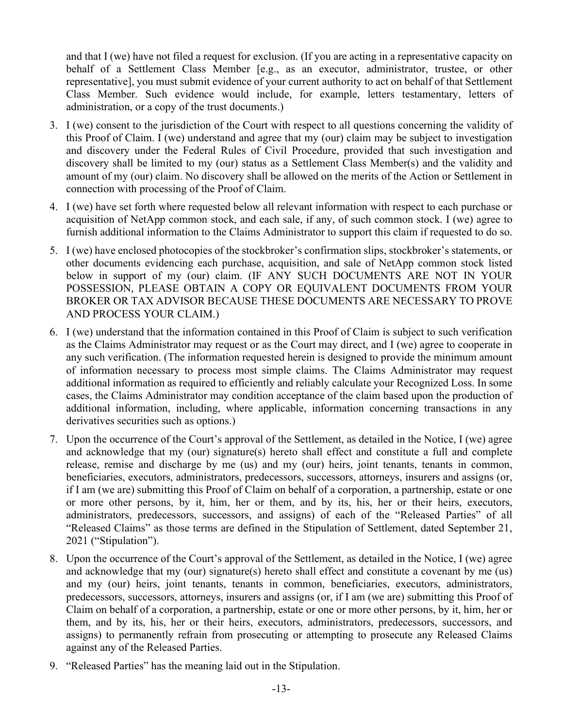and that I (we) have not filed a request for exclusion. (If you are acting in a representative capacity on behalf of a Settlement Class Member [e.g., as an executor, administrator, trustee, or other representative], you must submit evidence of your current authority to act on behalf of that Settlement Class Member. Such evidence would include, for example, letters testamentary, letters of administration, or a copy of the trust documents.)

3. I (we) consent to the jurisdiction of the Court with respect to all questions concerning the validity of this Proof of Claim. I (we) understand and agree that my (our) claim may be subject to investigation and discovery under the Federal Rules of Civil Procedure, provided that such investigation and discovery shall be limited to my (our) status as a Settlement Class Member(s) and the validity and amount of my (our) claim. No discovery shall be allowed on the merits of the Action or Settlement in connection with processing of the Proof of Claim.
4. I (we) have set forth where requested below all relevant information with respect to each purchase or acquisition of NetApp common stock, and each sale, if any, of such common stock. I (we) agree to furnish additional information to the Claims Administrator to support this claim if requested to do so.
5. I (we) have enclosed photocopies of the stockbroker's confirmation slips, stockbroker's statements, or other documents evidencing each purchase, acquisition, and sale of NetApp common stock listed below in support of my (our) claim. (IF ANY SUCH DOCUMENTS ARE NOT IN YOUR POSSESSION, PLEASE OBTAIN A COPY OR EQUIVALENT DOCUMENTS FROM YOUR BROKER OR TAX ADVISOR BECAUSE THESE DOCUMENTS ARE NECESSARY TO PROVE AND PROCESS YOUR CLAIM.)
6. I (we) understand that the information contained in this Proof of Claim is subject to such verification as the Claims Administrator may request or as the Court may direct, and I (we) agree to cooperate in any such verification. (The information requested herein is designed to provide the minimum amount of information necessary to process most simple claims. The Claims Administrator may request additional information as required to efficiently and reliably calculate your Recognized Loss. In some cases, the Claims Administrator may condition acceptance of the claim based upon the production of additional information, including, where applicable, information concerning transactions in any derivatives securities such as options.)
7. Upon the occurrence of the Court's approval of the Settlement, as detailed in the Notice, I (we) agree and acknowledge that my (our) signature(s) hereto shall effect and constitute a full and complete release, remise and discharge by me (us) and my (our) heirs, joint tenants, tenants in common, beneficiaries, executors, administrators, predecessors, successors, attorneys, insurers and assigns (or, if I am (we are) submitting this Proof of Claim on behalf of a corporation, a partnership, estate or one or more other persons, by it, him, her or them, and by its, his, her or their heirs, executors, administrators, predecessors, successors, and assigns) of each of the "Released Parties" of all "Released Claims" as those terms are defined in the Stipulation of Settlement, dated September 21, 2021 ("Stipulation").
8. Upon the occurrence of the Court's approval of the Settlement, as detailed in the Notice, I (we) agree and acknowledge that my (our) signature(s) hereto shall effect and constitute a covenant by me (us) and my (our) heirs, joint tenants, tenants in common, beneficiaries, executors, administrators, predecessors, successors, attorneys, insurers and assigns (or, if I am (we are) submitting this Proof of Claim on behalf of a corporation, a partnership, estate or one or more other persons, by it, him, her or them, and by its, his, her or their heirs, executors, administrators, predecessors, successors, and assigns) to permanently refrain from prosecuting or attempting to prosecute any Released Claims against any of the Released Parties.
9. "Released Parties" has the meaning laid out in the Stipulation.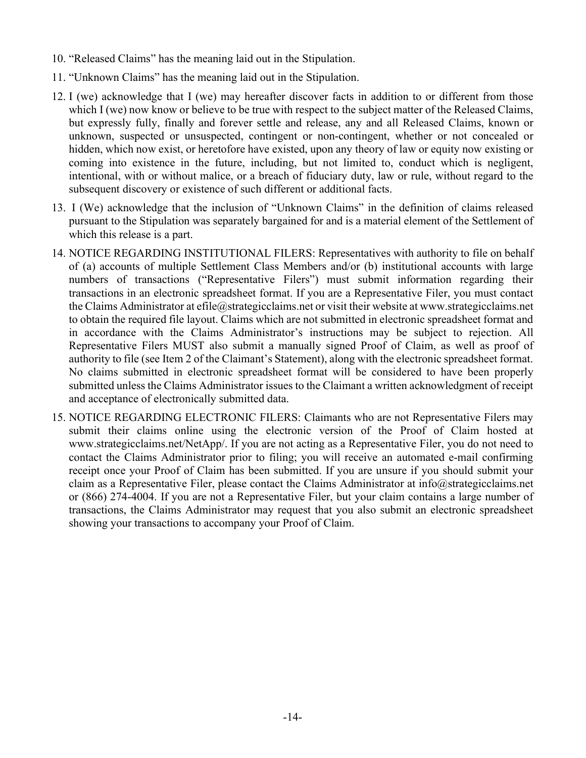10. "Released Claims" has the meaning laid out in the Stipulation.

11. "Unknown Claims" has the meaning laid out in the Stipulation.

12. I (we) acknowledge that I (we) may hereafter discover facts in addition to or different from those which I (we) now know or believe to be true with respect to the subject matter of the Released Claims, but expressly fully, finally and forever settle and release, any and all Released Claims, known or unknown, suspected or unsuspected, contingent or non-contingent, whether or not concealed or hidden, which now exist, or heretofore have existed, upon any theory of law or equity now existing or coming into existence in the future, including, but not limited to, conduct which is negligent, intentional, with or without malice, or a breach of fiduciary duty, law or rule, without regard to the subsequent discovery or existence of such different or additional facts.

13. I (We) acknowledge that the inclusion of "Unknown Claims" in the definition of claims released pursuant to the Stipulation was separately bargained for and is a material element of the Settlement of which this release is a part.

14. NOTICE REGARDING INSTITUTIONAL FILERS: Representatives with authority to file on behalf of (a) accounts of multiple Settlement Class Members and/or (b) institutional accounts with large numbers of transactions ("Representative Filers") must submit information regarding their transactions in an electronic spreadsheet format. If you are a Representative Filer, you must contact the Claims Administrator at efile@strategicclaims.net or visit their website at www.strategicclaims.net to obtain the required file layout. Claims which are not submitted in electronic spreadsheet format and in accordance with the Claims Administrator's instructions may be subject to rejection. All Representative Filers MUST also submit a manually signed Proof of Claim, as well as proof of authority to file (see Item 2 of the Claimant's Statement), along with the electronic spreadsheet format. No claims submitted in electronic spreadsheet format will be considered to have been properly submitted unless the Claims Administrator issues to the Claimant a written acknowledgment of receipt and acceptance of electronically submitted data.

15. NOTICE REGARDING ELECTRONIC FILERS: Claimants who are not Representative Filers may submit their claims online using the electronic version of the Proof of Claim hosted at www.strategicclaims.net/NetApp/. If you are not acting as a Representative Filer, you do not need to contact the Claims Administrator prior to filing; you will receive an automated e-mail confirming receipt once your Proof of Claim has been submitted. If you are unsure if you should submit your claim as a Representative Filer, please contact the Claims Administrator at info@strategicclaims.net or (866) 274-4004. If you are not a Representative Filer, but your claim contains a large number of transactions, the Claims Administrator may request that you also submit an electronic spreadsheet showing your transactions to accompany your Proof of Claim.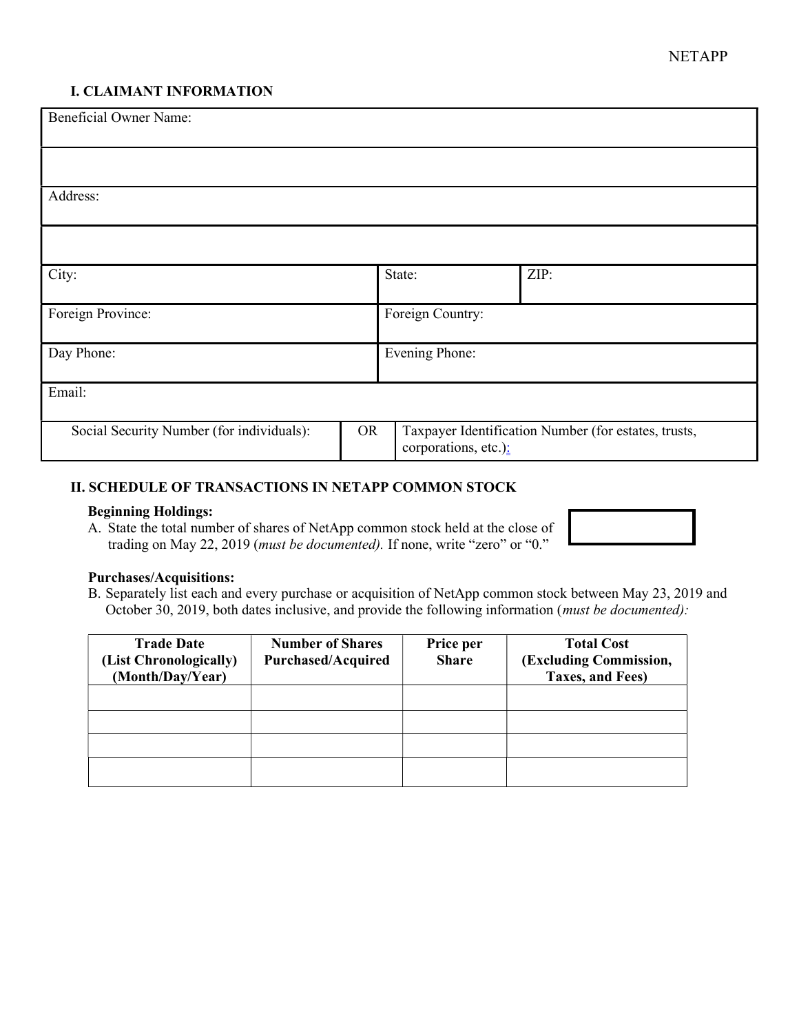## I. CLAIMANT INFORMATION

| Beneficial Owner Name: | | |
|---|---|---|
| | | |
| Address: | | |
| | | |
| City: | State: | ZIP: |
| Foreign Province: | Foreign Country: | |
| Day Phone: | Evening Phone: | |
| Email: | | |
| Social Security Number (for individuals): | OR | Taxpayer Identification Number (for estates, trusts, corporations, etc.): |

## II. SCHEDULE OF TRANSACTIONS IN NETAPP COMMON STOCK

**Beginning Holdings:**

A. State the total number of shares of NetApp common stock held at the close of trading on May 22, 2019 (*must be documented).* If none, write "zero" or "0."

**Purchases/Acquisitions:**

B. Separately list each and every purchase or acquisition of NetApp common stock between May 23, 2019 and October 30, 2019, both dates inclusive, and provide the following information (*must be documented):*

| Trade Date (List Chronologically) (Month/Day/Year) | Number of Shares Purchased/Acquired | Price per Share | Total Cost (Excluding Commission, Taxes, and Fees) |
|---|---|---|---|
| | | | |
| | | | |
| | | | |
| | | | |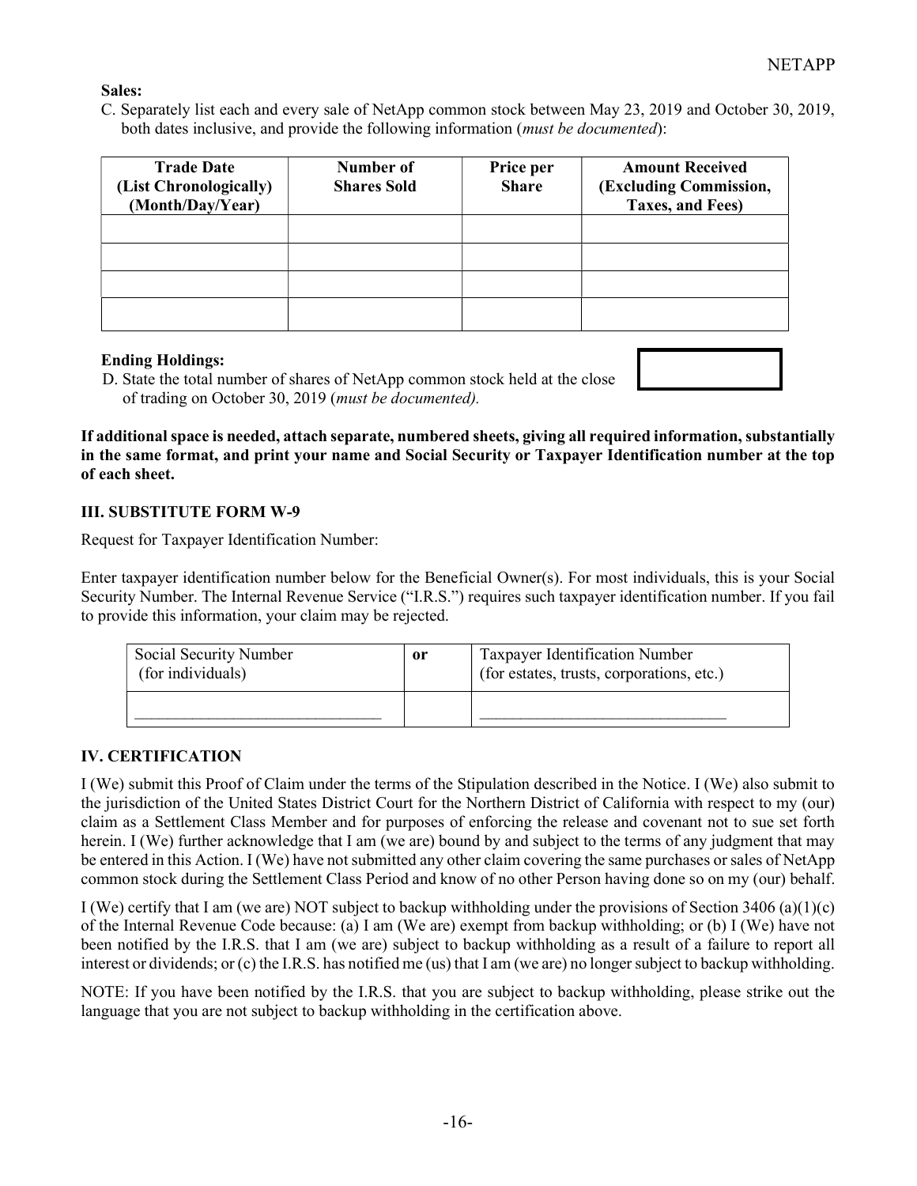**Sales:**

C. Separately list each and every sale of NetApp common stock between May 23, 2019 and October 30, 2019, both dates inclusive, and provide the following information (*must be documented*):

| **Trade Date (List Chronologically) (Month/Day/Year)** | **Number of Shares Sold** | **Price per Share** | **Amount Received (Excluding Commission, Taxes, and Fees)** |
|---|---|---|---|
| | | | |
| | | | |
| | | | |
| | | | |

**Ending Holdings:**

D. State the total number of shares of NetApp common stock held at the close of trading on October 30, 2019 (*must be documented).*

**If additional space is needed, attach separate, numbered sheets, giving all required information, substantially in the same format, and print your name and Social Security or Taxpayer Identification number at the top of each sheet.**

### III. SUBSTITUTE FORM W-9

Request for Taxpayer Identification Number:

Enter taxpayer identification number below for the Beneficial Owner(s). For most individuals, this is your Social Security Number. The Internal Revenue Service ("I.R.S.") requires such taxpayer identification number. If you fail to provide this information, your claim may be rejected.

| Social Security Number (for individuals) | or | Taxpayer Identification Number (for estates, trusts, corporations, etc.) |
|---|---|---|
| ______________________________ | | ______________________________ |

### IV. CERTIFICATION

I (We) submit this Proof of Claim under the terms of the Stipulation described in the Notice. I (We) also submit to the jurisdiction of the United States District Court for the Northern District of California with respect to my (our) claim as a Settlement Class Member and for purposes of enforcing the release and covenant not to sue set forth herein. I (We) further acknowledge that I am (we are) bound by and subject to the terms of any judgment that may be entered in this Action. I (We) have not submitted any other claim covering the same purchases or sales of NetApp common stock during the Settlement Class Period and know of no other Person having done so on my (our) behalf.

I (We) certify that I am (we are) NOT subject to backup withholding under the provisions of Section 3406 (a)(1)(c) of the Internal Revenue Code because: (a) I am (We are) exempt from backup withholding; or (b) I (We) have not been notified by the I.R.S. that I am (we are) subject to backup withholding as a result of a failure to report all interest or dividends; or (c) the I.R.S. has notified me (us) that I am (we are) no longer subject to backup withholding.

NOTE: If you have been notified by the I.R.S. that you are subject to backup withholding, please strike out the language that you are not subject to backup withholding in the certification above.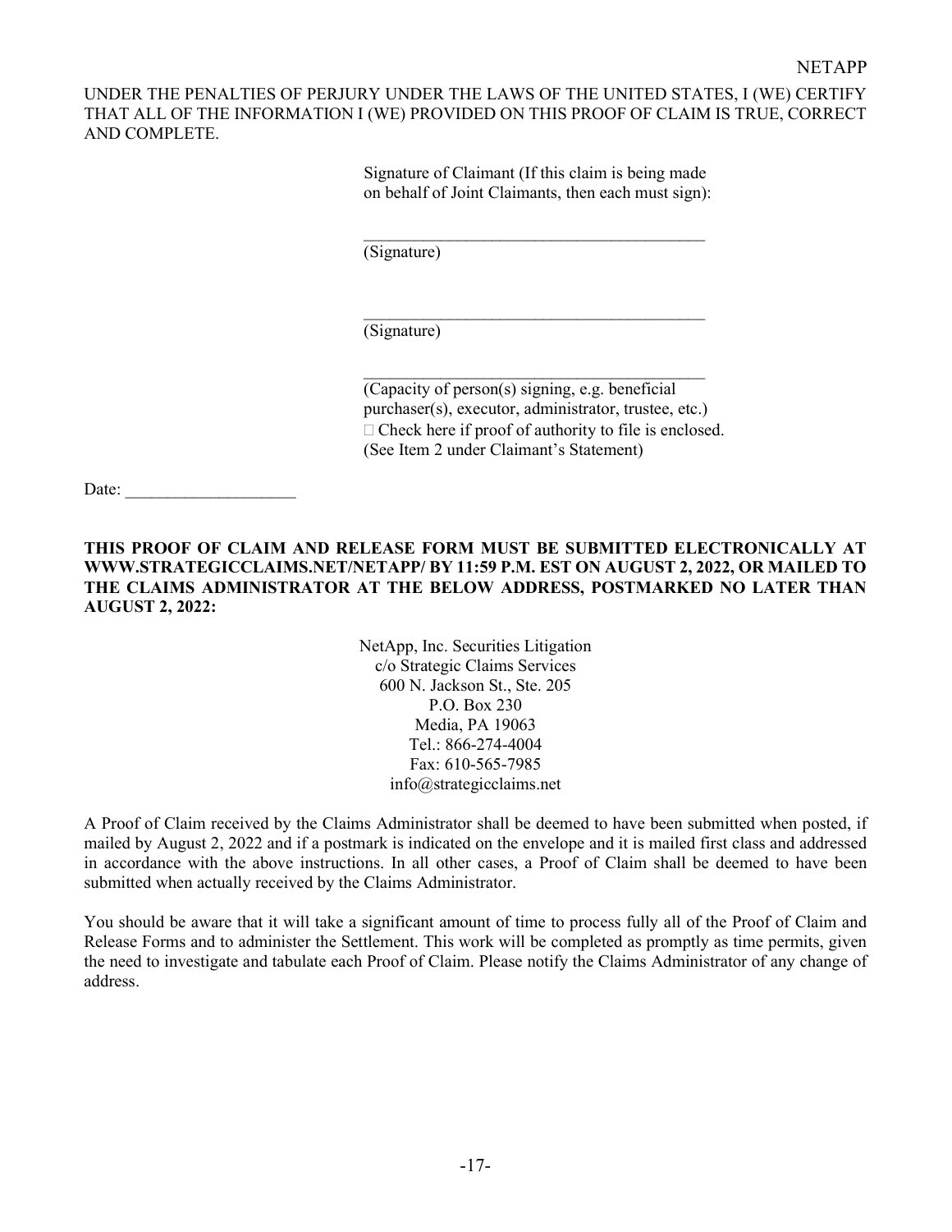UNDER THE PENALTIES OF PERJURY UNDER THE LAWS OF THE UNITED STATES, I (WE) CERTIFY THAT ALL OF THE INFORMATION I (WE) PROVIDED ON THIS PROOF OF CLAIM IS TRUE, CORRECT AND COMPLETE.

Signature of Claimant (If this claim is being made on behalf of Joint Claimants, then each must sign):

\_\_\_\_\_\_\_\_\_\_\_\_\_\_\_\_\_\_\_\_\_\_\_\_\_\_\_\_\_\_\_\_\_\_\_\_\_\_\_\_\_
(Signature)

\_\_\_\_\_\_\_\_\_\_\_\_\_\_\_\_\_\_\_\_\_\_\_\_\_\_\_\_\_\_\_\_\_\_\_\_\_\_\_\_\_
(Signature)

\_\_\_\_\_\_\_\_\_\_\_\_\_\_\_\_\_\_\_\_\_\_\_\_\_\_\_\_\_\_\_\_\_\_\_\_\_\_\_\_\_
(Capacity of person(s) signing, e.g. beneficial purchaser(s), executor, administrator, trustee, etc.)

☐ Check here if proof of authority to file is enclosed.
(See Item 2 under Claimant's Statement)

Date: \_\_\_\_\_\_\_\_\_\_\_\_\_\_\_\_\_\_\_\_

**THIS PROOF OF CLAIM AND RELEASE FORM MUST BE SUBMITTED ELECTRONICALLY AT WWW.STRATEGICCLAIMS.NET/NETAPP/ BY 11:59 P.M. EST ON AUGUST 2, 2022, OR MAILED TO THE CLAIMS ADMINISTRATOR AT THE BELOW ADDRESS, POSTMARKED NO LATER THAN AUGUST 2, 2022:**

NetApp, Inc. Securities Litigation
c/o Strategic Claims Services
600 N. Jackson St., Ste. 205
P.O. Box 230
Media, PA 19063
Tel.: 866-274-4004
Fax: 610-565-7985
info@strategicclaims.net

A Proof of Claim received by the Claims Administrator shall be deemed to have been submitted when posted, if mailed by August 2, 2022 and if a postmark is indicated on the envelope and it is mailed first class and addressed in accordance with the above instructions. In all other cases, a Proof of Claim shall be deemed to have been submitted when actually received by the Claims Administrator.

You should be aware that it will take a significant amount of time to process fully all of the Proof of Claim and Release Forms and to administer the Settlement. This work will be completed as promptly as time permits, given the need to investigate and tabulate each Proof of Claim. Please notify the Claims Administrator of any change of address.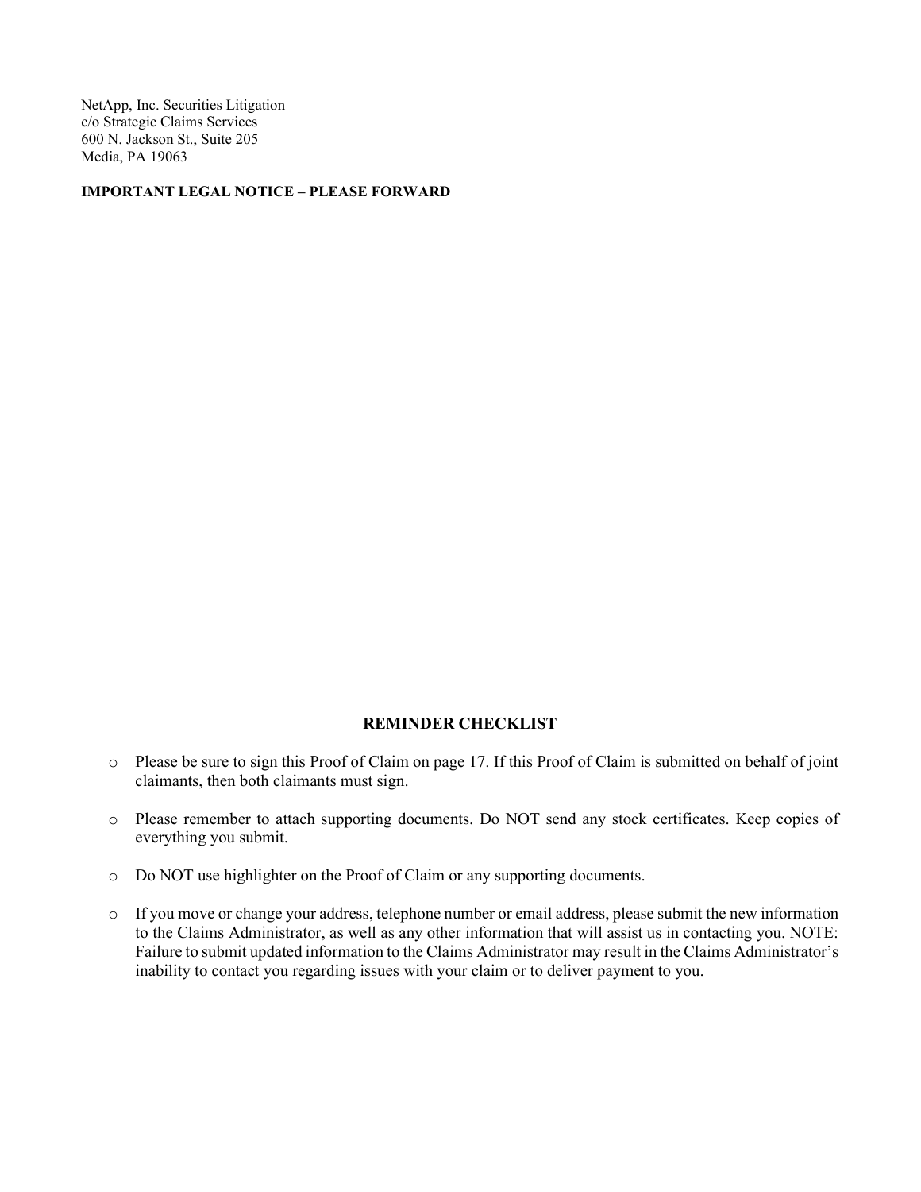NetApp, Inc. Securities Litigation
c/o Strategic Claims Services
600 N. Jackson St., Suite 205
Media, PA 19063

**IMPORTANT LEGAL NOTICE – PLEASE FORWARD**

## REMINDER CHECKLIST

- Please be sure to sign this Proof of Claim on page 17. If this Proof of Claim is submitted on behalf of joint claimants, then both claimants must sign.
- Please remember to attach supporting documents. Do NOT send any stock certificates. Keep copies of everything you submit.
- Do NOT use highlighter on the Proof of Claim or any supporting documents.
- If you move or change your address, telephone number or email address, please submit the new information to the Claims Administrator, as well as any other information that will assist us in contacting you. NOTE: Failure to submit updated information to the Claims Administrator may result in the Claims Administrator's inability to contact you regarding issues with your claim or to deliver payment to you.